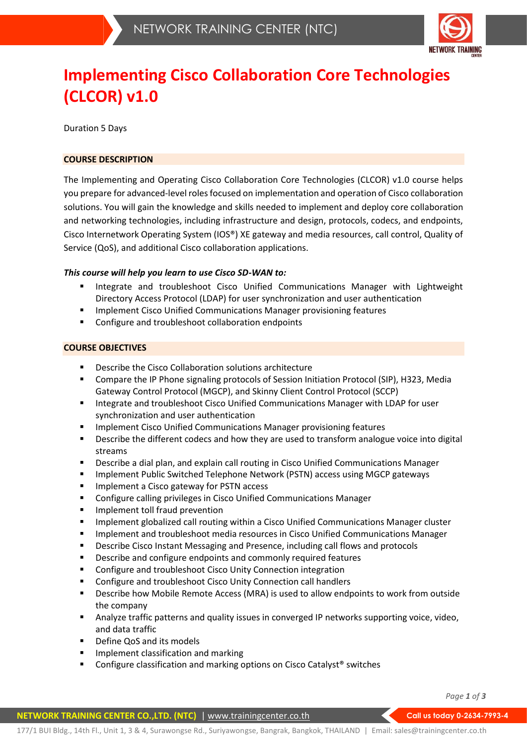# Implementing Cisco Collaboration Core Technologies (CLCOR) v1.0

Duration 5 Days

## COURSE DESCRIPTION

The Implementing and Operating Cisco Collaboration Core Technologies (CLCOR) v1.0 course helps you prepare for advanced-level roles focused on implementation and operation of Cisco collaboration solutions. You will gain the knowledge and skills needed to implement and deploy core collaboration and networking technologies, including infrastructure and design, protocols, codecs, and endpoints, Cisco Internetwork Operating System (IOS®) XE gateway and media resources, call control, Quality of Service (QoS), and additional Cisco collaboration applications.

***This course will help you learn to use Cisco SD-WAN to:***

- Integrate and troubleshoot Cisco Unified Communications Manager with Lightweight Directory Access Protocol (LDAP) for user synchronization and user authentication
- Implement Cisco Unified Communications Manager provisioning features
- Configure and troubleshoot collaboration endpoints

## COURSE OBJECTIVES

- Describe the Cisco Collaboration solutions architecture
- Compare the IP Phone signaling protocols of Session Initiation Protocol (SIP), H323, Media Gateway Control Protocol (MGCP), and Skinny Client Control Protocol (SCCP)
- Integrate and troubleshoot Cisco Unified Communications Manager with LDAP for user synchronization and user authentication
- Implement Cisco Unified Communications Manager provisioning features
- Describe the different codecs and how they are used to transform analogue voice into digital streams
- Describe a dial plan, and explain call routing in Cisco Unified Communications Manager
- Implement Public Switched Telephone Network (PSTN) access using MGCP gateways
- Implement a Cisco gateway for PSTN access
- Configure calling privileges in Cisco Unified Communications Manager
- Implement toll fraud prevention
- Implement globalized call routing within a Cisco Unified Communications Manager cluster
- Implement and troubleshoot media resources in Cisco Unified Communications Manager
- Describe Cisco Instant Messaging and Presence, including call flows and protocols
- Describe and configure endpoints and commonly required features
- Configure and troubleshoot Cisco Unity Connection integration
- Configure and troubleshoot Cisco Unity Connection call handlers
- Describe how Mobile Remote Access (MRA) is used to allow endpoints to work from outside the company
- Analyze traffic patterns and quality issues in converged IP networks supporting voice, video, and data traffic
- Define QoS and its models
- Implement classification and marking
- Configure classification and marking options on Cisco Catalyst® switches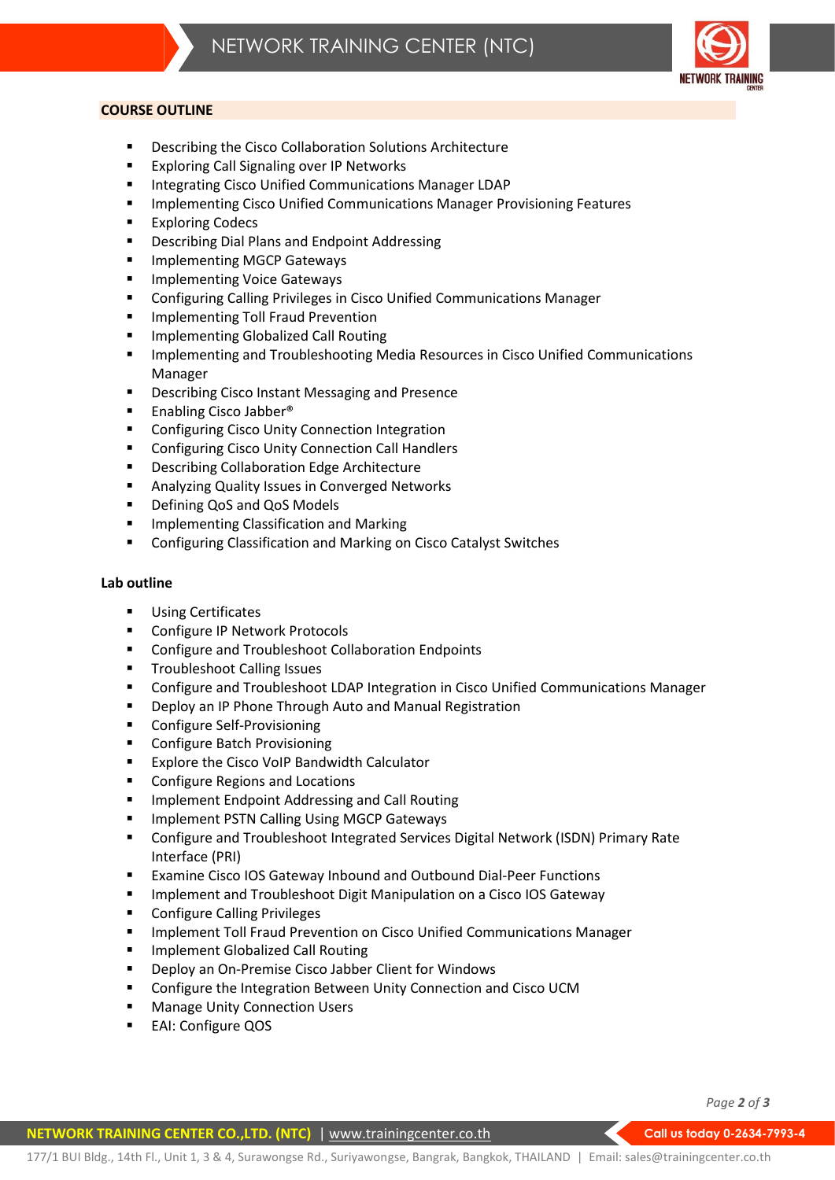## COURSE OUTLINE

- Describing the Cisco Collaboration Solutions Architecture
- Exploring Call Signaling over IP Networks
- Integrating Cisco Unified Communications Manager LDAP
- Implementing Cisco Unified Communications Manager Provisioning Features
- Exploring Codecs
- Describing Dial Plans and Endpoint Addressing
- Implementing MGCP Gateways
- Implementing Voice Gateways
- Configuring Calling Privileges in Cisco Unified Communications Manager
- Implementing Toll Fraud Prevention
- Implementing Globalized Call Routing
- Implementing and Troubleshooting Media Resources in Cisco Unified Communications Manager
- Describing Cisco Instant Messaging and Presence
- Enabling Cisco Jabber®
- Configuring Cisco Unity Connection Integration
- Configuring Cisco Unity Connection Call Handlers
- Describing Collaboration Edge Architecture
- Analyzing Quality Issues in Converged Networks
- Defining QoS and QoS Models
- Implementing Classification and Marking
- Configuring Classification and Marking on Cisco Catalyst Switches

**Lab outline**

- Using Certificates
- Configure IP Network Protocols
- Configure and Troubleshoot Collaboration Endpoints
- Troubleshoot Calling Issues
- Configure and Troubleshoot LDAP Integration in Cisco Unified Communications Manager
- Deploy an IP Phone Through Auto and Manual Registration
- Configure Self-Provisioning
- Configure Batch Provisioning
- Explore the Cisco VoIP Bandwidth Calculator
- Configure Regions and Locations
- Implement Endpoint Addressing and Call Routing
- Implement PSTN Calling Using MGCP Gateways
- Configure and Troubleshoot Integrated Services Digital Network (ISDN) Primary Rate Interface (PRI)
- Examine Cisco IOS Gateway Inbound and Outbound Dial-Peer Functions
- Implement and Troubleshoot Digit Manipulation on a Cisco IOS Gateway
- Configure Calling Privileges
- Implement Toll Fraud Prevention on Cisco Unified Communications Manager
- Implement Globalized Call Routing
- Deploy an On-Premise Cisco Jabber Client for Windows
- Configure the Integration Between Unity Connection and Cisco UCM
- Manage Unity Connection Users
- EAI: Configure QOS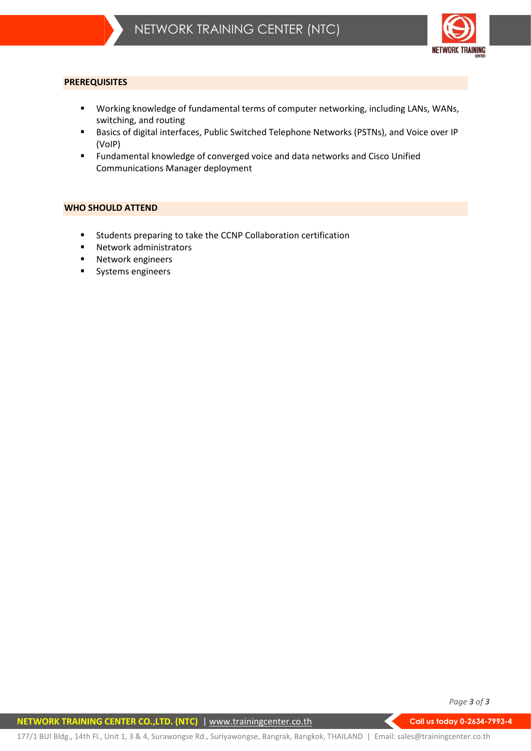## PREREQUISITES

- Working knowledge of fundamental terms of computer networking, including LANs, WANs, switching, and routing
- Basics of digital interfaces, Public Switched Telephone Networks (PSTNs), and Voice over IP (VoIP)
- Fundamental knowledge of converged voice and data networks and Cisco Unified Communications Manager deployment

## WHO SHOULD ATTEND

- Students preparing to take the CCNP Collaboration certification
- Network administrators
- Network engineers
- Systems engineers